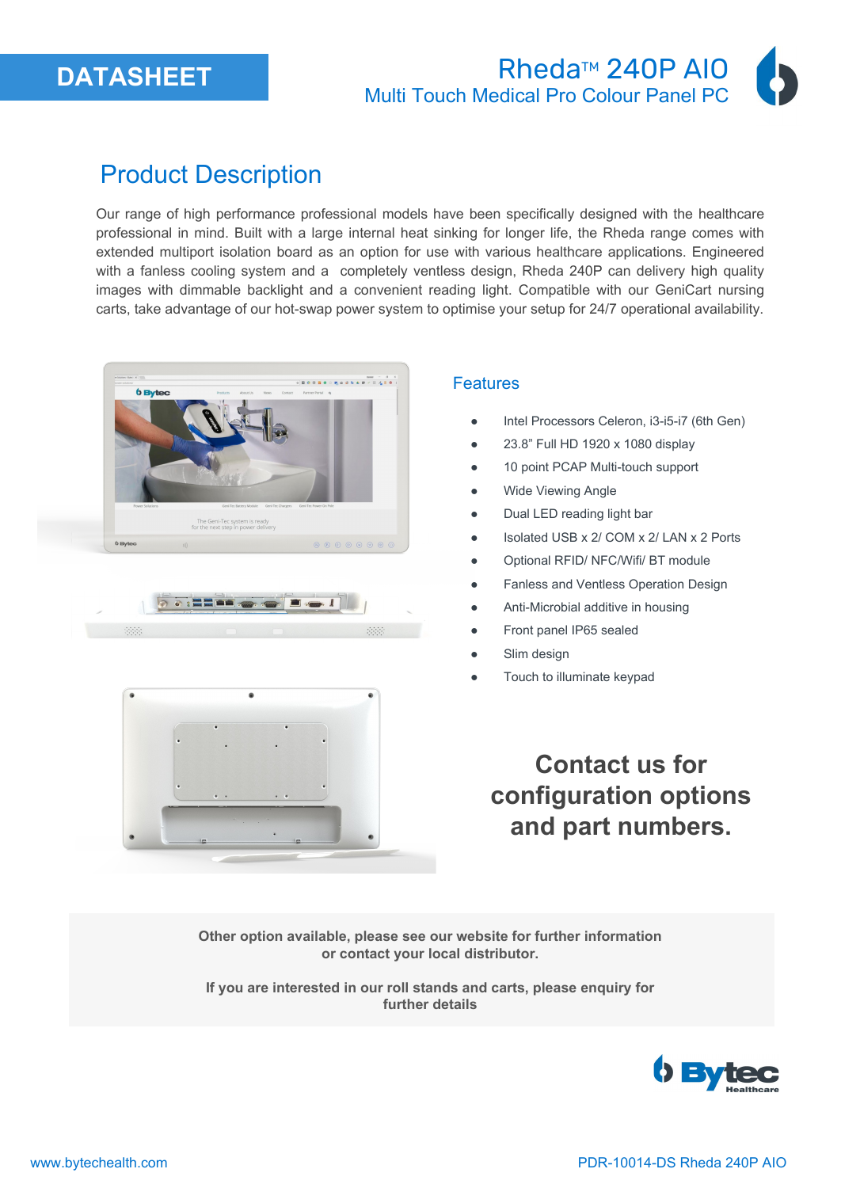DATASHEET

# Rheda™ 240P AIO
Multi Touch Medical Pro Colour Panel PC

## Product Description

Our range of high performance professional models have been specifically designed with the healthcare professional in mind. Built with a large internal heat sinking for longer life, the Rheda range comes with extended multiport isolation board as an option for use with various healthcare applications. Engineered with a fanless cooling system and a completely ventless design, Rheda 240P can delivery high quality images with dimmable backlight and a convenient reading light. Compatible with our GeniCart nursing carts, take advantage of our hot-swap power system to optimise your setup for 24/7 operational availability.

### Features

- Intel Processors Celeron, i3-i5-i7 (6th Gen)
- 23.8" Full HD 1920 x 1080 display
- 10 point PCAP Multi-touch support
- Wide Viewing Angle
- Dual LED reading light bar
- Isolated USB x 2/ COM x 2/ LAN x 2 Ports
- Optional RFID/ NFC/Wifi/ BT module
- Fanless and Ventless Operation Design
- Anti-Microbial additive in housing
- Front panel IP65 sealed
- Slim design
- Touch to illuminate keypad

**Contact us for configuration options and part numbers.**

**Other option available, please see our website for further information or contact your local distributor.**

**If you are interested in our roll stands and carts, please enquiry for further details**

www.bytechealth.com

PDR-10014-DS Rheda 240P AIO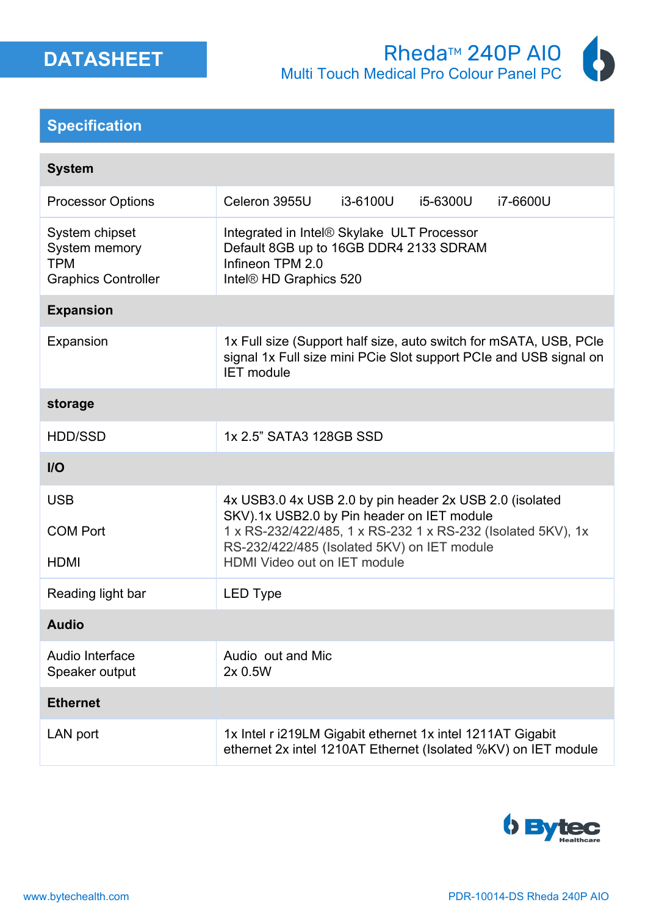## Specification

| System | |
|---|---|
| Processor Options | Celeron 3955U i3-6100U i5-6300U i7-6600U |
| System chipset<br>System memory<br>TPM<br>Graphics Controller | Integrated in Intel® Skylake ULT Processor<br>Default 8GB up to 16GB DDR4 2133 SDRAM<br>Infineon TPM 2.0<br>Intel® HD Graphics 520 |
| **Expansion** | |
| Expansion | 1x Full size (Support half size, auto switch for mSATA, USB, PCIe signal 1x Full size mini PCIe Slot support PCIe and USB signal on IET module |
| **storage** | |
| HDD/SSD | 1x 2.5" SATA3 128GB SSD |
| **I/O** | |
| USB<br><br>COM Port<br><br>HDMI | 4x USB3.0 4x USB 2.0 by pin header 2x USB 2.0 (isolated SKV).1x USB2.0 by Pin header on IET module<br>1 x RS-232/422/485, 1 x RS-232 1 x RS-232 (Isolated 5KV), 1x RS-232/422/485 (Isolated 5KV) on IET module<br>HDMI Video out on IET module |
| Reading light bar | LED Type |
| **Audio** | |
| Audio Interface<br>Speaker output | Audio out and Mic<br>2x 0.5W |
| **Ethernet** | |
| LAN port | 1x Intel r i219LM Gigabit ethernet 1x intel 1211AT Gigabit ethernet 2x intel 1210AT Ethernet (Isolated %KV) on IET module |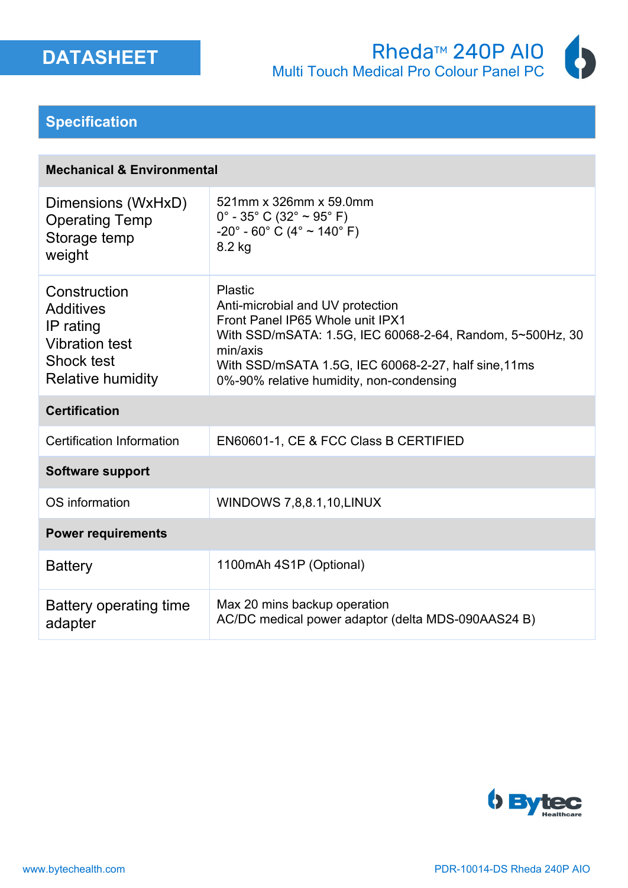DATASHEET

# Rheda™ 240P AIO

Multi Touch Medical Pro Colour Panel PC

## Specification

| Mechanical & Environmental | |
|---|---|
| Dimensions (WxHxD)<br>Operating Temp<br>Storage temp<br>weight | 521mm x 326mm x 59.0mm<br>0° - 35° C (32° ~ 95° F)<br>-20° - 60° C (4° ~ 140° F)<br>8.2 kg |
| Construction<br>Additives<br>IP rating<br>Vibration test<br>Shock test<br>Relative humidity | Plastic<br>Anti-microbial and UV protection<br>Front Panel IP65 Whole unit IPX1<br>With SSD/mSATA: 1.5G, IEC 60068-2-64, Random, 5~500Hz, 30 min/axis<br>With SSD/mSATA 1.5G, IEC 60068-2-27, half sine,11ms<br>0%-90% relative humidity, non-condensing |
| **Certification** | |
| Certification Information | EN60601-1, CE & FCC Class B CERTIFIED |
| **Software support** | |
| OS information | WINDOWS 7,8,8.1,10,LINUX |
| **Power requirements** | |
| Battery | 1100mAh 4S1P (Optional) |
| Battery operating time<br>adapter | Max 20 mins backup operation<br>AC/DC medical power adaptor (delta MDS-090AAS24 B) |

www.bytechealth.com

PDR-10014-DS Rheda 240P AIO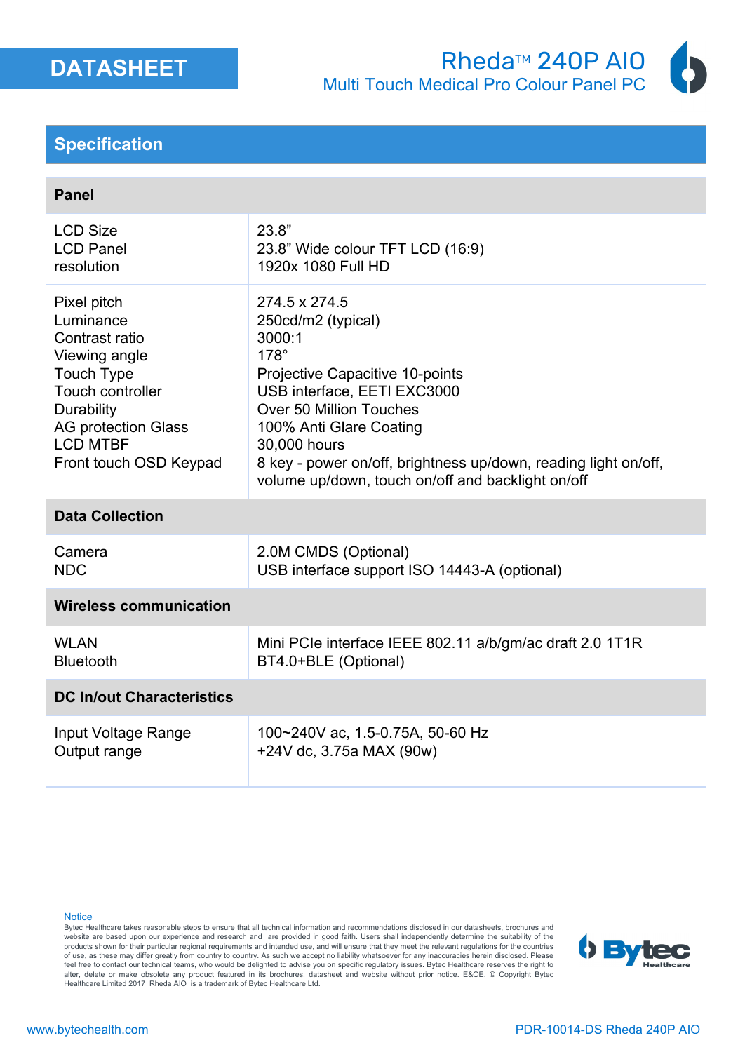DATASHEET

# Rheda™ 240P AIO
Multi Touch Medical Pro Colour Panel PC

## Specification

| | |
|---|---|
| **Panel** | |
| LCD Size<br>LCD Panel<br>resolution | 23.8"<br>23.8" Wide colour TFT LCD (16:9)<br>1920x 1080 Full HD |
| Pixel pitch<br>Luminance<br>Contrast ratio<br>Viewing angle<br>Touch Type<br>Touch controller<br>Durability<br>AG protection Glass<br>LCD MTBF<br>Front touch OSD Keypad | 274.5 x 274.5<br>250cd/m2 (typical)<br>3000:1<br>178°<br>Projective Capacitive 10-points<br>USB interface, EETI EXC3000<br>Over 50 Million Touches<br>100% Anti Glare Coating<br>30,000 hours<br>8 key - power on/off, brightness up/down, reading light on/off, volume up/down, touch on/off and backlight on/off |
| **Data Collection** | |
| Camera<br>NDC | 2.0M CMDS (Optional)<br>USB interface support ISO 14443-A (optional) |
| **Wireless communication** | |
| WLAN<br>Bluetooth | Mini PCIe interface IEEE 802.11 a/b/gm/ac draft 2.0 1T1R<br>BT4.0+BLE (Optional) |
| **DC In/out Characteristics** | |
| Input Voltage Range<br>Output range | 100~240V ac, 1.5-0.75A, 50-60 Hz<br>+24V dc, 3.75a MAX (90w) |

Notice
Bytec Healthcare takes reasonable steps to ensure that all technical information and recommendations disclosed in our datasheets, brochures and website are based upon our experience and research and are provided in good faith. Users shall independently determine the suitability of the products shown for their particular regional requirements and intended use, and will ensure that they meet the relevant regulations for the countries of use, as these may differ greatly from country to country. As such we accept no liability whatsoever for any inaccuracies herein disclosed. Please feel free to contact our technical teams, who would be delighted to advise you on specific regulatory issues. Bytec Healthcare reserves the right to alter, delete or make obsolete any product featured in its brochures, datasheet and website without prior notice. E&OE. © Copyright Bytec Healthcare Limited 2017 Rheda AIO is a trademark of Bytec Healthcare Ltd.

www.bytechealth.com

PDR-10014-DS Rheda 240P AIO